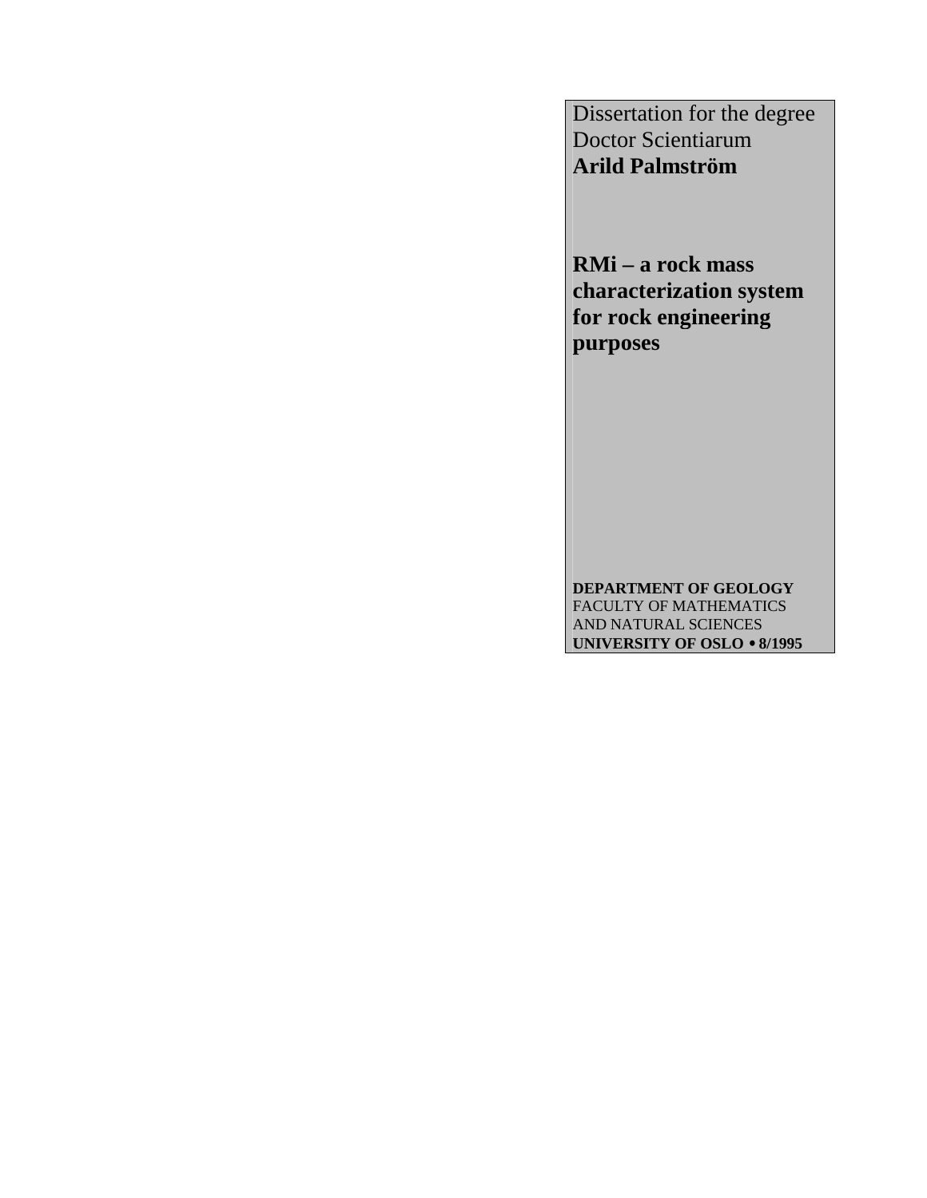Dissertation for the degree
Doctor Scientiarum
**Arild Palmström**

# RMi – a rock mass characterization system for rock engineering purposes

**DEPARTMENT OF GEOLOGY**
FACULTY OF MATHEMATICS
AND NATURAL SCIENCES
**UNIVERSITY OF OSLO • 8/1995**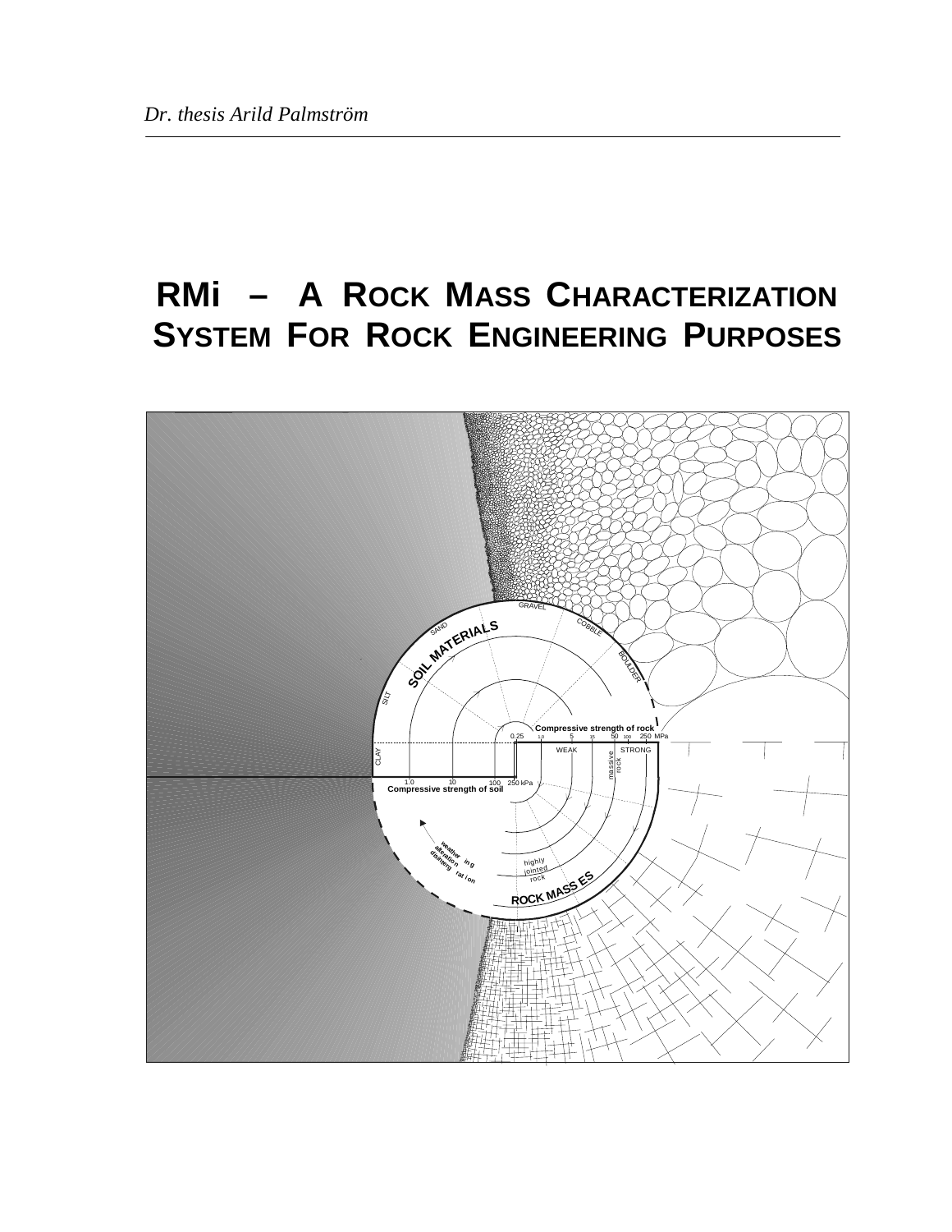# RMi – A Rock Mass Characterization System For Rock Engineering Purposes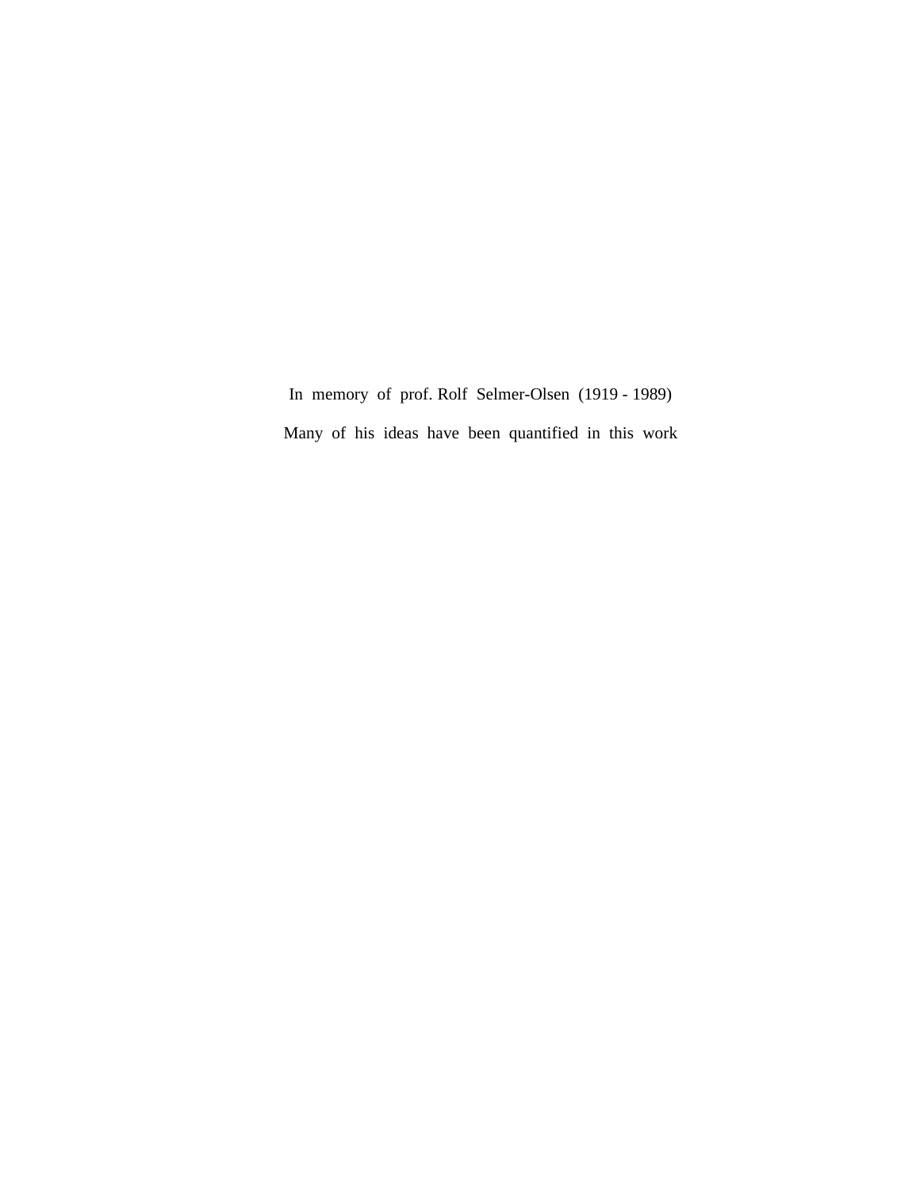In memory of prof. Rolf Selmer-Olsen (1919 - 1989)

Many of his ideas have been quantified in this work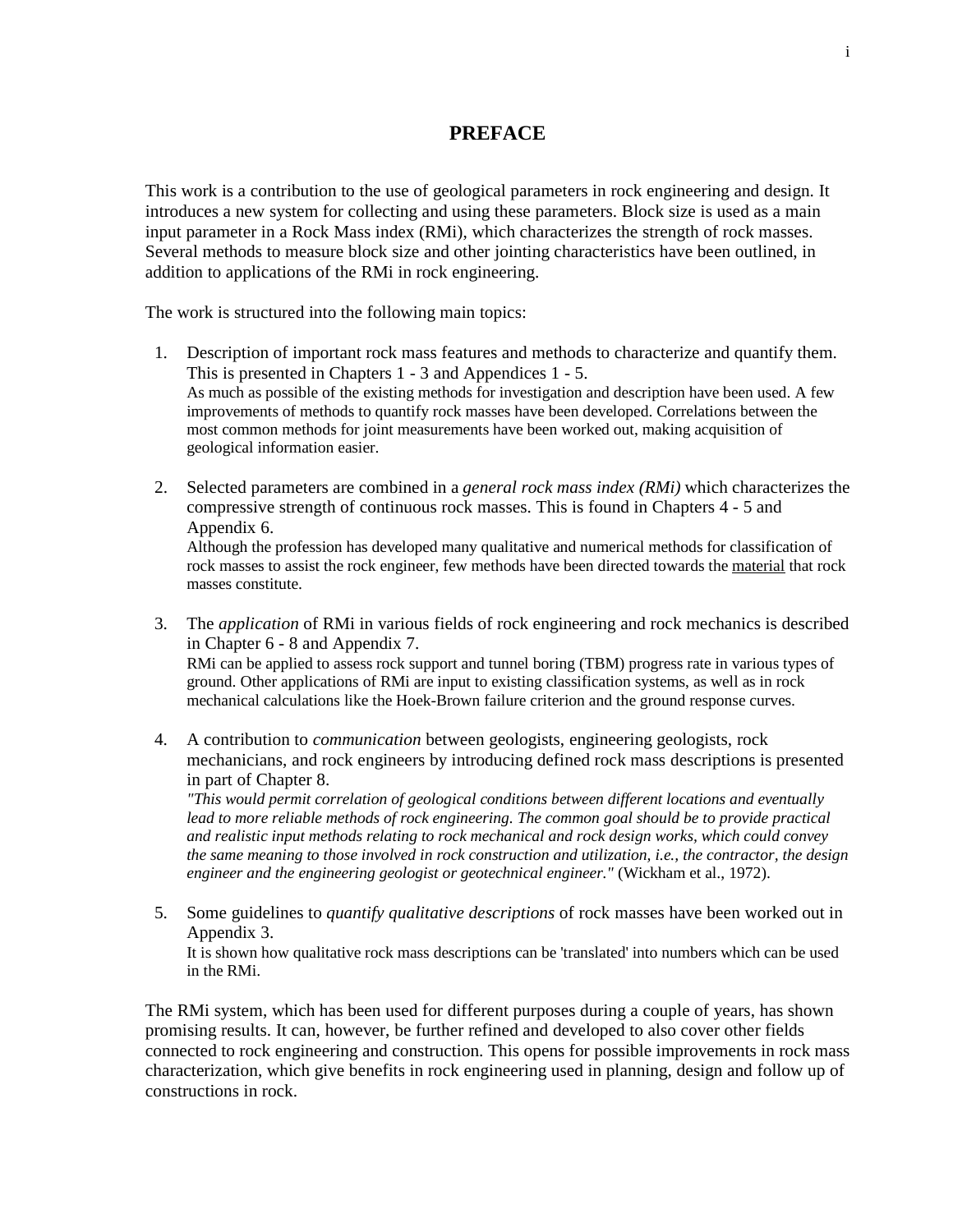# PREFACE

This work is a contribution to the use of geological parameters in rock engineering and design. It introduces a new system for collecting and using these parameters. Block size is used as a main input parameter in a Rock Mass index (RMi), which characterizes the strength of rock masses. Several methods to measure block size and other jointing characteristics have been outlined, in addition to applications of the RMi in rock engineering.

The work is structured into the following main topics:

1. Description of important rock mass features and methods to characterize and quantify them. This is presented in Chapters 1 - 3 and Appendices 1 - 5.
   As much as possible of the existing methods for investigation and description have been used. A few improvements of methods to quantify rock masses have been developed. Correlations between the most common methods for joint measurements have been worked out, making acquisition of geological information easier.

2. Selected parameters are combined in a *general rock mass index (RMi)* which characterizes the compressive strength of continuous rock masses. This is found in Chapters 4 - 5 and Appendix 6.
   Although the profession has developed many qualitative and numerical methods for classification of rock masses to assist the rock engineer, few methods have been directed towards the material that rock masses constitute.

3. The *application* of RMi in various fields of rock engineering and rock mechanics is described in Chapter 6 - 8 and Appendix 7.
   RMi can be applied to assess rock support and tunnel boring (TBM) progress rate in various types of ground. Other applications of RMi are input to existing classification systems, as well as in rock mechanical calculations like the Hoek-Brown failure criterion and the ground response curves.

4. A contribution to *communication* between geologists, engineering geologists, rock mechanicians, and rock engineers by introducing defined rock mass descriptions is presented in part of Chapter 8.
   *"This would permit correlation of geological conditions between different locations and eventually lead to more reliable methods of rock engineering. The common goal should be to provide practical and realistic input methods relating to rock mechanical and rock design works, which could convey the same meaning to those involved in rock construction and utilization, i.e., the contractor, the design engineer and the engineering geologist or geotechnical engineer."* (Wickham et al., 1972).

5. Some guidelines to *quantify qualitative descriptions* of rock masses have been worked out in Appendix 3.
   It is shown how qualitative rock mass descriptions can be 'translated' into numbers which can be used in the RMi.

The RMi system, which has been used for different purposes during a couple of years, has shown promising results. It can, however, be further refined and developed to also cover other fields connected to rock engineering and construction. This opens for possible improvements in rock mass characterization, which give benefits in rock engineering used in planning, design and follow up of constructions in rock.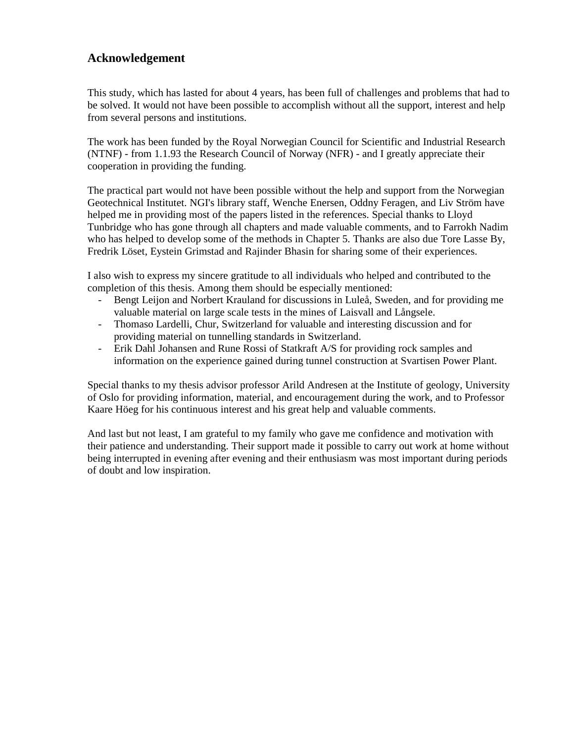## Acknowledgement

This study, which has lasted for about 4 years, has been full of challenges and problems that had to be solved. It would not have been possible to accomplish without all the support, interest and help from several persons and institutions.

The work has been funded by the Royal Norwegian Council for Scientific and Industrial Research (NTNF) - from 1.1.93 the Research Council of Norway (NFR) - and I greatly appreciate their cooperation in providing the funding.

The practical part would not have been possible without the help and support from the Norwegian Geotechnical Institutet. NGI's library staff, Wenche Enersen, Oddny Feragen, and Liv Ström have helped me in providing most of the papers listed in the references. Special thanks to Lloyd Tunbridge who has gone through all chapters and made valuable comments, and to Farrokh Nadim who has helped to develop some of the methods in Chapter 5. Thanks are also due Tore Lasse By, Fredrik Löset, Eystein Grimstad and Rajinder Bhasin for sharing some of their experiences.

I also wish to express my sincere gratitude to all individuals who helped and contributed to the completion of this thesis. Among them should be especially mentioned:

- Bengt Leijon and Norbert Krauland for discussions in Luleå, Sweden, and for providing me valuable material on large scale tests in the mines of Laisvall and Långsele.
- Thomaso Lardelli, Chur, Switzerland for valuable and interesting discussion and for providing material on tunnelling standards in Switzerland.
- Erik Dahl Johansen and Rune Rossi of Statkraft A/S for providing rock samples and information on the experience gained during tunnel construction at Svartisen Power Plant.

Special thanks to my thesis advisor professor Arild Andresen at the Institute of geology, University of Oslo for providing information, material, and encouragement during the work, and to Professor Kaare Höeg for his continuous interest and his great help and valuable comments.

And last but not least, I am grateful to my family who gave me confidence and motivation with their patience and understanding. Their support made it possible to carry out work at home without being interrupted in evening after evening and their enthusiasm was most important during periods of doubt and low inspiration.